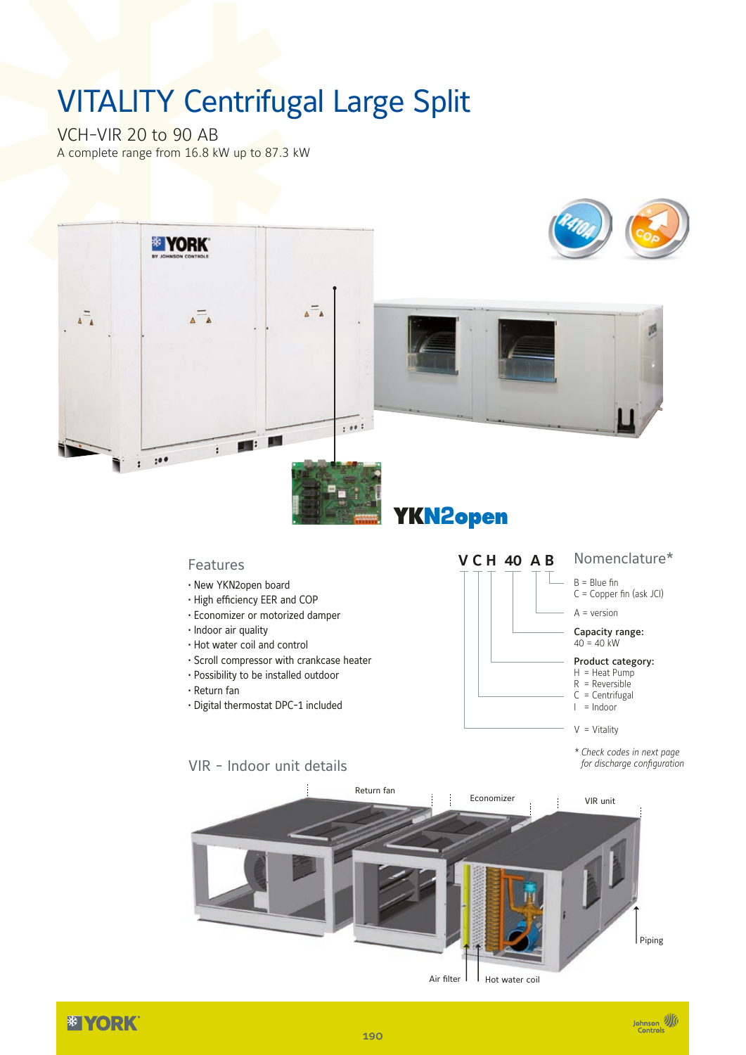# VITALITY Centrifugal Large Split

## VCH-VIR 20 to 90 AB

A complete range from 16.8 kW up to 87.3 kW

YKN2open

## Features

- New YKN2open board
- High efficiency EER and COP
- Economizer or motorized damper
- Indoor air quality
- Hot water coil and control
- Scroll compressor with crankcase heater
- Possibility to be installed outdoor
- Return fan
- Digital thermostat DPC-1 included

## Nomenclature*

**V C H 40 A B**

- B = Blue fin
- C = Copper fin (ask JCI)
- A = version
- **Capacity range:** 40 = 40 kW
- **Product category:**
  - H = Heat Pump
  - R = Reversible
  - C = Centrifugal
  - I = Indoor
- V = Vitality

*\* Check codes in next page for discharge configuration*

## VIR - Indoor unit details

Return fan | Economizer | VIR unit | Piping | Air filter | Hot water coil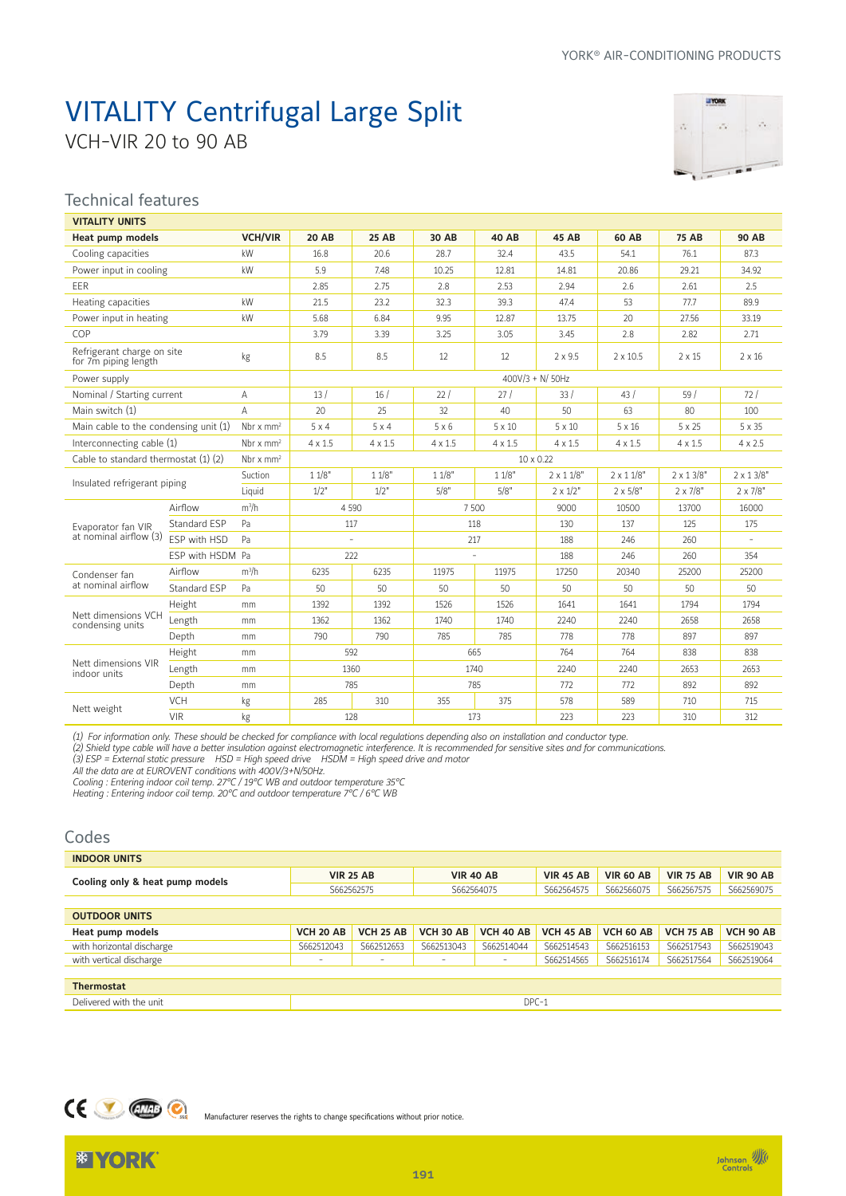# VITALITY Centrifugal Large Split

VCH-VIR 20 to 90 AB

## Technical features

| VITALITY UNITS | | | | | | | | | | |
|---|---|---|---|---|---|---|---|---|---|---|
| **Heat pump models** | | **VCH/VIR** | **20 AB** | **25 AB** | **30 AB** | **40 AB** | **45 AB** | **60 AB** | **75 AB** | **90 AB** |
| Cooling capacities | | kW | 16.8 | 20.6 | 28.7 | 32.4 | 43.5 | 54.1 | 76.1 | 87.3 |
| Power input in cooling | | kW | 5.9 | 7.48 | 10.25 | 12.81 | 14.81 | 20.86 | 29.21 | 34.92 |
| EER | | | 2.85 | 2.75 | 2.8 | 2.53 | 2.94 | 2.6 | 2.61 | 2.5 |
| Heating capacities | | kW | 21.5 | 23.2 | 32.3 | 39.3 | 47.4 | 53 | 77.7 | 89.9 |
| Power input in heating | | kW | 5.68 | 6.84 | 9.95 | 12.87 | 13.75 | 20 | 27.56 | 33.19 |
| COP | | | 3.79 | 3.39 | 3.25 | 3.05 | 3.45 | 2.8 | 2.82 | 2.71 |
| Refrigerant charge on site for 7m piping length | | kg | 8.5 | 8.5 | 12 | 12 | 2 x 9.5 | 2 x 10.5 | 2 x 15 | 2 x 16 |
| Power supply | | | 400V/3 + N/ 50Hz | | | | | | | |
| Nominal / Starting current | | A | 13 / | 16 / | 22 / | 27 / | 33 / | 43 / | 59 / | 72 / |
| Main switch (1) | | A | 20 | 25 | 32 | 40 | 50 | 63 | 80 | 100 |
| Main cable to the condensing unit (1) | | Nbr x mm² | 5 x 4 | 5 x 4 | 5 x 6 | 5 x 10 | 5 x 10 | 5 x 16 | 5 x 25 | 5 x 35 |
| Interconnecting cable (1) | | Nbr x mm² | 4 x 1.5 | 4 x 1.5 | 4 x 1.5 | 4 x 1.5 | 4 x 1.5 | 4 x 1.5 | 4 x 1.5 | 4 x 2.5 |
| Cable to standard thermostat (1) (2) | | Nbr x mm² | 10 x 0.22 | | | | | | | |
| Insulated refrigerant piping | Suction | | 1 1/8" | 1 1/8" | 1 1/8" | 1 1/8" | 2 x 1 1/8" | 2 x 1 1/8" | 2 x 1 3/8" | 2 x 1 3/8" |
| | Liquid | | 1/2" | 1/2" | 5/8" | 5/8" | 2 x 1/2" | 2 x 5/8" | 2 x 7/8" | 2 x 7/8" |
| Evaporator fan VIR at nominal airflow (3) | Airflow | m³/h | 4 590 | | 7 500 | | 9000 | 10500 | 13700 | 16000 |
| | Standard ESP | Pa | 117 | | 118 | | 130 | 137 | 125 | 175 |
| | ESP with HSD | Pa | - | | 217 | | 188 | 246 | 260 | - |
| | ESP with HSDM | Pa | 222 | | - | | 188 | 246 | 260 | 354 |
| Condenser fan at nominal airflow | Airflow | m³/h | 6235 | 6235 | 11975 | 11975 | 17250 | 20340 | 25200 | 25200 |
| | Standard ESP | Pa | 50 | 50 | 50 | 50 | 50 | 50 | 50 | 50 |
| Nett dimensions VCH condensing units | Height | mm | 1392 | 1392 | 1526 | 1526 | 1641 | 1641 | 1794 | 1794 |
| | Length | mm | 1362 | 1362 | 1740 | 1740 | 2240 | 2240 | 2658 | 2658 |
| | Depth | mm | 790 | 790 | 785 | 785 | 778 | 778 | 897 | 897 |
| Nett dimensions VIR indoor units | Height | mm | 592 | | 665 | | 764 | 764 | 838 | 838 |
| | Length | mm | 1360 | | 1740 | | 2240 | 2240 | 2653 | 2653 |
| | Depth | mm | 785 | | 785 | | 772 | 772 | 892 | 892 |
| Nett weight | VCH | kg | 285 | 310 | 355 | 375 | 578 | 589 | 710 | 715 |
| | VIR | kg | 128 | | 173 | | 223 | 223 | 310 | 312 |

*(1) For information only. These should be checked for compliance with local regulations depending also on installation and conductor type.*
*(2) Shield type cable will have a better insulation against electromagnetic interference. It is recommended for sensitive sites and for communications.*
*(3) ESP = External static pressure HSD = High speed drive HSDM = High speed drive and motor*
*All the data are at EUROVENT conditions with 400V/3+N/50Hz.*
*Cooling : Entering indoor coil temp. 27°C / 19°C WB and outdoor temperature 35°C*
*Heating : Entering indoor coil temp. 20°C and outdoor temperature 7°C / 6°C WB*

## Codes

| INDOOR UNITS | | | | | | | | |
|---|---|---|---|---|---|---|---|---|
| **Cooling only & heat pump models** | **VIR 25 AB** | | **VIR 40 AB** | | **VIR 45 AB** | **VIR 60 AB** | **VIR 75 AB** | **VIR 90 AB** |
| | S662562575 | | S662564075 | | S662564575 | S662566075 | S662567575 | S662569075 |

| OUTDOOR UNITS | | | | | | | | |
|---|---|---|---|---|---|---|---|---|
| **Heat pump models** | **VCH 20 AB** | **VCH 25 AB** | **VCH 30 AB** | **VCH 40 AB** | **VCH 45 AB** | **VCH 60 AB** | **VCH 75 AB** | **VCH 90 AB** |
| with horizontal discharge | S662512043 | S662512653 | S662513043 | S662514044 | S662514543 | S662516153 | S662517543 | S662519043 |
| with vertical discharge | - | - | - | - | S662514565 | S662516174 | S662517564 | S662519064 |

| Thermostat | |
|---|---|
| Delivered with the unit | DPC-1 |

Manufacturer reserves the rights to change specifications without prior notice.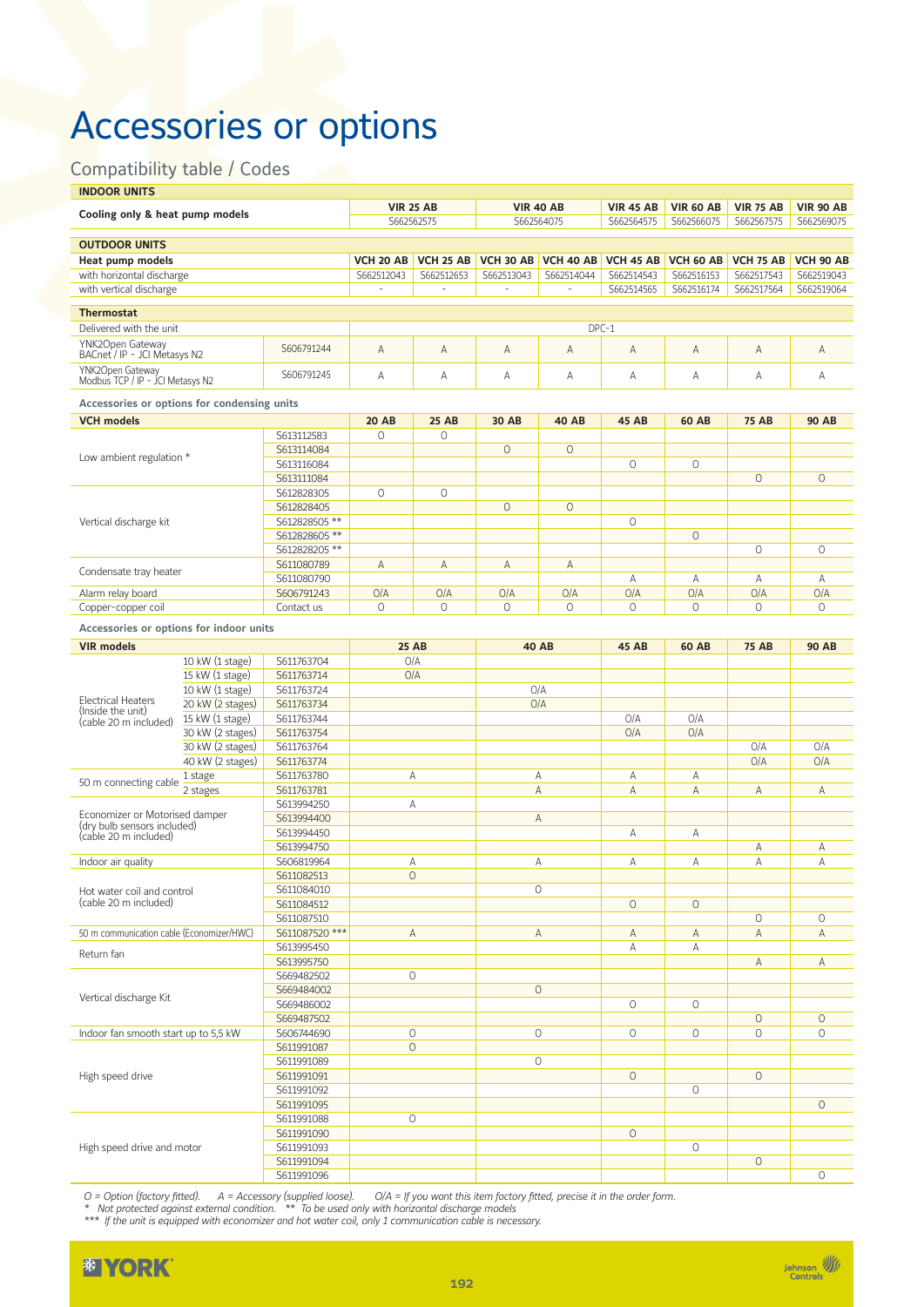# Accessories or options

## Compatibility table / Codes

**INDOOR UNITS**

| Cooling only & heat pump models | VIR 25 AB | | VIR 40 AB | | VIR 45 AB | VIR 60 AB | VIR 75 AB | VIR 90 AB |
|---|---|---|---|---|---|---|---|---|
| | S662562575 | | S662564075 | | S662564575 | S662566075 | S662567575 | S662569075 |

**OUTDOOR UNITS**

| Heat pump models | | VCH 20 AB | VCH 25 AB | VCH 30 AB | VCH 40 AB | VCH 45 AB | VCH 60 AB | VCH 75 AB | VCH 90 AB |
|---|---|---|---|---|---|---|---|---|---|
| with horizontal discharge | | S662512043 | S662512653 | S662513043 | S662514044 | S662514543 | S662516153 | S662517543 | S662519043 |
| with vertical discharge | | - | - | - | - | S662514565 | S662516174 | S662517564 | S662519064 |
| **Thermostat** | | | | | | | | | |
| Delivered with the unit | | DPC-1 | | | | | | | |
| YNK2Open Gateway BACnet / IP - JCI Metasys N2 | S606791244 | A | A | A | A | A | A | A | A |
| YNK2Open Gateway Modbus TCP / IP - JCI Metasys N2 | S606791245 | A | A | A | A | A | A | A | A |

**Accessories or options for condensing units**

| VCH models | | 20 AB | 25 AB | 30 AB | 40 AB | 45 AB | 60 AB | 75 AB | 90 AB |
|---|---|---|---|---|---|---|---|---|---|
| Low ambient regulation * | S613112583 | O | O | | | | | | |
| | S613114084 | | | O | O | | | | |
| | S613116084 | | | | | O | O | | |
| | S613111084 | | | | | | | O | O |
| Vertical discharge kit | S612828305 | O | O | | | | | | |
| | S612828405 | | | O | O | | | | |
| | S612828505 ** | | | | | O | | | |
| | S612828605 ** | | | | | | O | | |
| | S612828205 ** | | | | | | | O | O |
| Condensate tray heater | S611080789 | A | A | A | A | | | | |
| | S611080790 | | | | | A | A | A | A |
| Alarm relay board | S606791243 | O/A | O/A | O/A | O/A | O/A | O/A | O/A | O/A |
| Copper-copper coil | Contact us | O | O | O | O | O | O | O | O |

**Accessories or options for indoor units**

| VIR models | | | 25 AB | 40 AB | 45 AB | 60 AB | 75 AB | 90 AB |
|---|---|---|---|---|---|---|---|---|
| Electrical Heaters (Inside the unit) (cable 20 m included) | 10 kW (1 stage) | S611763704 | O/A | | | | | |
| | 15 kW (1 stage) | S611763714 | O/A | | | | | |
| | 10 kW (1 stage) | S611763724 | | O/A | | | | |
| | 20 kW (2 stages) | S611763734 | | O/A | | | | |
| | 15 kW (1 stage) | S611763744 | | | O/A | O/A | | |
| | 30 kW (2 stages) | S611763754 | | | O/A | O/A | | |
| | 30 kW (2 stages) | S611763764 | | | | | O/A | O/A |
| | 40 kW (2 stages) | S611763774 | | | | | O/A | O/A |
| 50 m connecting cable | 1 stage | S611763780 | A | A | A | A | | |
| | 2 stages | S611763781 | | A | A | A | A | A |
| Economizer or Motorised damper (dry bulb sensors included) (cable 20 m included) | | S613994250 | A | | | | | |
| | | S613994400 | | A | | | | |
| | | S613994450 | | | A | A | | |
| | | S613994750 | | | | | A | A |
| Indoor air quality | | S606819964 | A | A | A | A | A | A |
| Hot water coil and control (cable 20 m included) | | S611082513 | O | | | | | |
| | | S611084010 | | O | | | | |
| | | S611084512 | | | O | O | | |
| | | S611087510 | | | | | O | O |
| 50 m communication cable (Economizer/HWC) | | S611087520 *** | A | A | A | A | A | A |
| Return fan | | S613995450 | | | A | A | | |
| | | S613995750 | | | | | A | A |
| Vertical discharge Kit | | S669482502 | O | | | | | |
| | | S669484002 | | O | | | | |
| | | S669486002 | | | O | O | | |
| | | S669487502 | | | | | O | O |
| Indoor fan smooth start up to 5,5 kW | | S606744690 | O | O | O | O | O | O |
| High speed drive | | S611991087 | O | | | | | |
| | | S611991089 | | O | | | | |
| | | S611991091 | | | O | | O | |
| | | S611991092 | | | | O | | |
| | | S611991095 | | | | | | O |
| High speed drive and motor | | S611991088 | O | | | | | |
| | | S611991090 | | | O | | | |
| | | S611991093 | | | | O | | |
| | | S611991094 | | | | | O | |
| | | S611991096 | | | | | | O |

*O = Option (factory fitted). A = Accessory (supplied loose). O/A = If you want this item factory fitted, precise it in the order form.*
*\* Not protected against external condition. \*\* To be used only with horizontal discharge models*
*\*\*\* If the unit is equipped with economizer and hot water coil, only 1 communication cable is necessary.*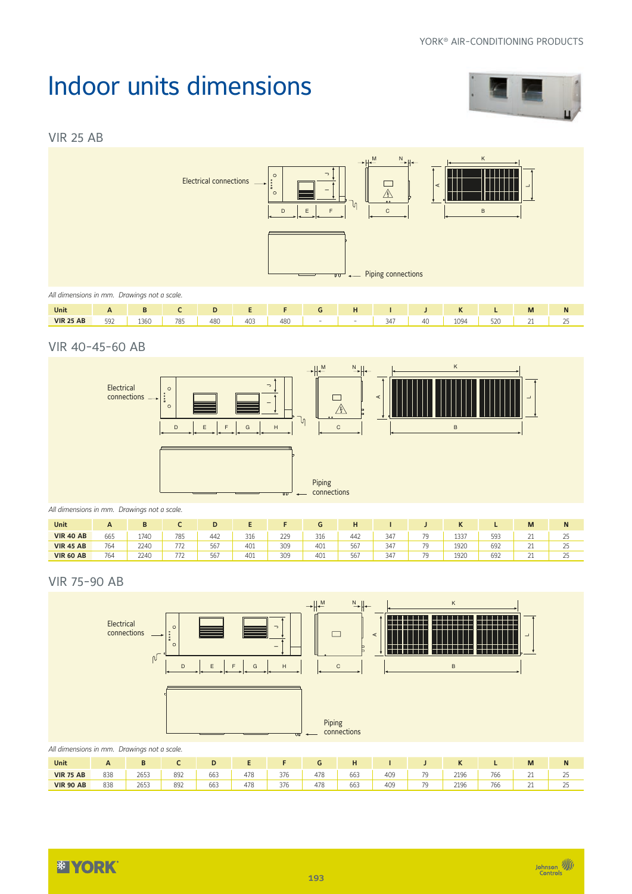# Indoor units dimensions

## VIR 25 AB

Electrical connections

Piping connections

*All dimensions in mm. Drawings not a scale.*

| Unit | A | B | C | D | E | F | G | H | I | J | K | L | M | N |
|---|---|---|---|---|---|---|---|---|---|---|---|---|---|---|
| VIR 25 AB | 592 | 1360 | 785 | 480 | 403 | 480 | - | - | 347 | 40 | 1094 | 520 | 21 | 25 |

## VIR 40-45-60 AB

Electrical connections

Piping connections

*All dimensions in mm. Drawings not a scale.*

| Unit | A | B | C | D | E | F | G | H | I | J | K | L | M | N |
|---|---|---|---|---|---|---|---|---|---|---|---|---|---|---|
| VIR 40 AB | 665 | 1740 | 785 | 442 | 316 | 229 | 316 | 442 | 347 | 79 | 1337 | 593 | 21 | 25 |
| VIR 45 AB | 764 | 2240 | 772 | 567 | 401 | 309 | 401 | 567 | 347 | 79 | 1920 | 692 | 21 | 25 |
| VIR 60 AB | 764 | 2240 | 772 | 567 | 401 | 309 | 401 | 567 | 347 | 79 | 1920 | 692 | 21 | 25 |

## VIR 75-90 AB

Electrical connections

Piping connections

*All dimensions in mm. Drawings not a scale.*

| Unit | A | B | C | D | E | F | G | H | I | J | K | L | M | N |
|---|---|---|---|---|---|---|---|---|---|---|---|---|---|---|
| VIR 75 AB | 838 | 2653 | 892 | 663 | 478 | 376 | 478 | 663 | 409 | 79 | 2196 | 766 | 21 | 25 |
| VIR 90 AB | 838 | 2653 | 892 | 663 | 478 | 376 | 478 | 663 | 409 | 79 | 2196 | 766 | 21 | 25 |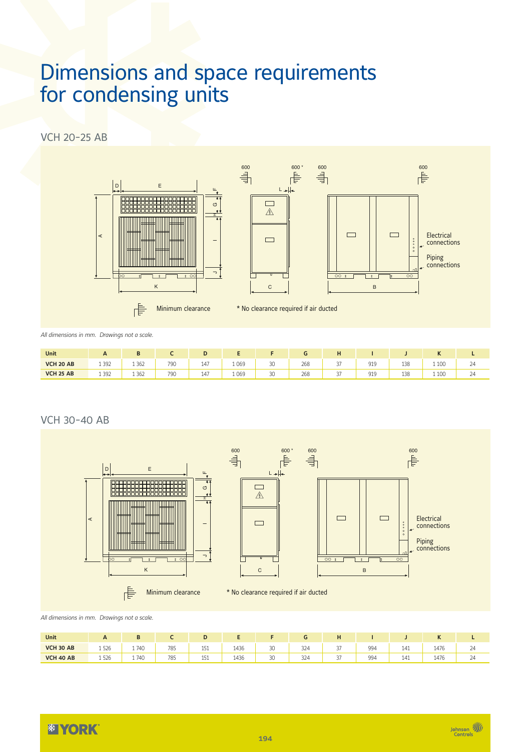# Dimensions and space requirements for condensing units

## VCH 20-25 AB

Minimum clearance

\* No clearance required if air ducted

Electrical connections

Piping connections

*All dimensions in mm. Drawings not a scale.*

| Unit | A | B | C | D | E | F | G | H | I | J | K | L |
|---|---|---|---|---|---|---|---|---|---|---|---|---|
| **VCH 20 AB** | 1 392 | 1 362 | 790 | 147 | 1 069 | 30 | 268 | 37 | 919 | 138 | 1 100 | 24 |
| **VCH 25 AB** | 1 392 | 1 362 | 790 | 147 | 1 069 | 30 | 268 | 37 | 919 | 138 | 1 100 | 24 |

## VCH 30-40 AB

Minimum clearance

\* No clearance required if air ducted

Electrical connections

Piping connections

*All dimensions in mm. Drawings not a scale.*

| Unit | A | B | C | D | E | F | G | H | I | J | K | L |
|---|---|---|---|---|---|---|---|---|---|---|---|---|
| **VCH 30 AB** | 1 526 | 1 740 | 785 | 151 | 1436 | 30 | 324 | 37 | 994 | 141 | 1476 | 24 |
| **VCH 40 AB** | 1 526 | 1 740 | 785 | 151 | 1436 | 30 | 324 | 37 | 994 | 141 | 1476 | 24 |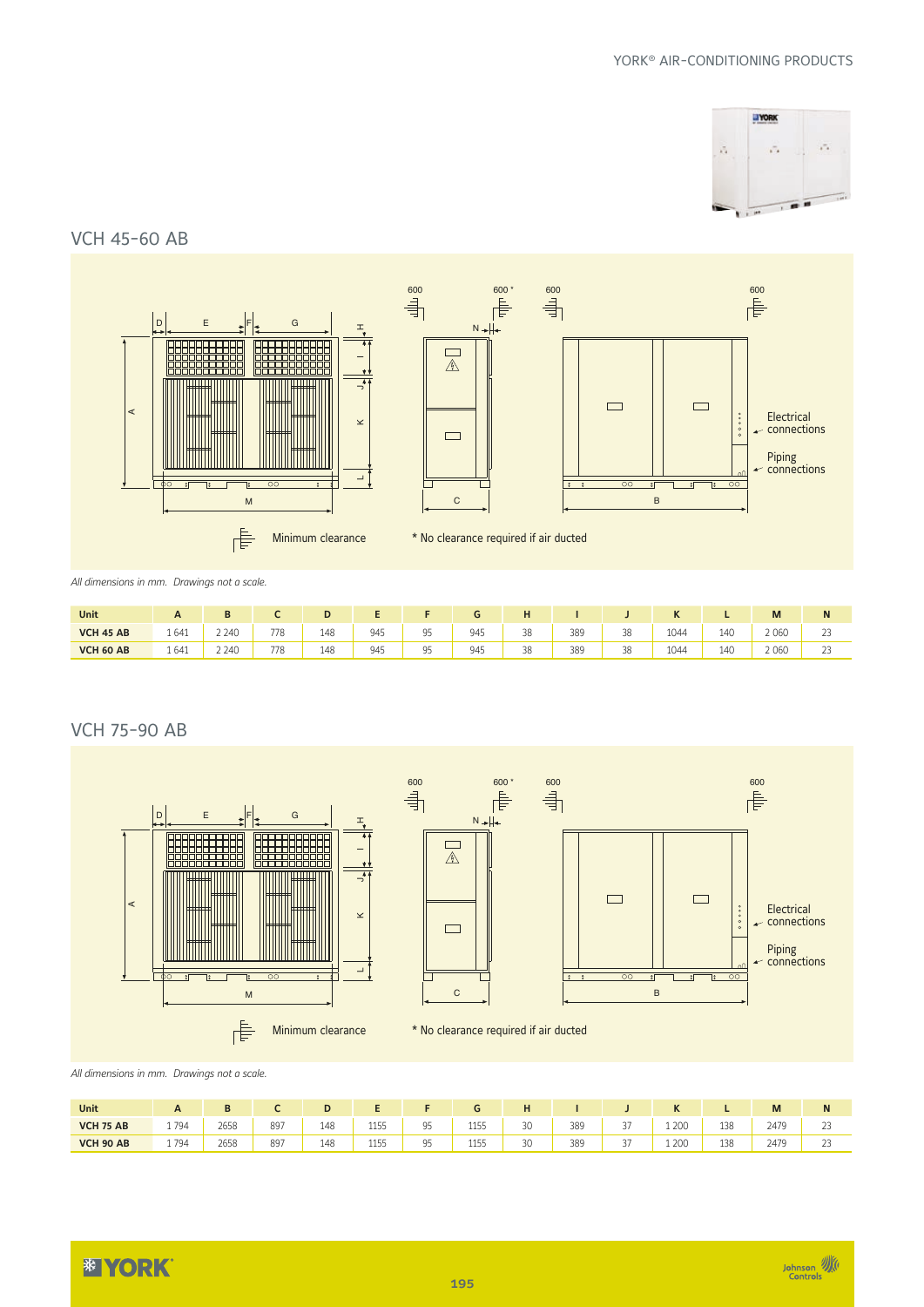## VCH 45-60 AB

600

600 *

600

600

Electrical connections

Piping connections

Minimum clearance

* No clearance required if air ducted

*All dimensions in mm. Drawings not a scale.*

| Unit | A | B | C | D | E | F | G | H | I | J | K | L | M | N |
|---|---|---|---|---|---|---|---|---|---|---|---|---|---|---|
| **VCH 45 AB** | 1 641 | 2 240 | 778 | 148 | 945 | 95 | 945 | 38 | 389 | 38 | 1044 | 140 | 2 060 | 23 |
| **VCH 60 AB** | 1 641 | 2 240 | 778 | 148 | 945 | 95 | 945 | 38 | 389 | 38 | 1044 | 140 | 2 060 | 23 |

## VCH 75-90 AB

600

600 *

600

600

Electrical connections

Piping connections

Minimum clearance

* No clearance required if air ducted

*All dimensions in mm. Drawings not a scale.*

| Unit | A | B | C | D | E | F | G | H | I | J | K | L | M | N |
|---|---|---|---|---|---|---|---|---|---|---|---|---|---|---|
| **VCH 75 AB** | 1 794 | 2658 | 897 | 148 | 1155 | 95 | 1155 | 30 | 389 | 37 | 1 200 | 138 | 2479 | 23 |
| **VCH 90 AB** | 1 794 | 2658 | 897 | 148 | 1155 | 95 | 1155 | 30 | 389 | 37 | 1 200 | 138 | 2479 | 23 |